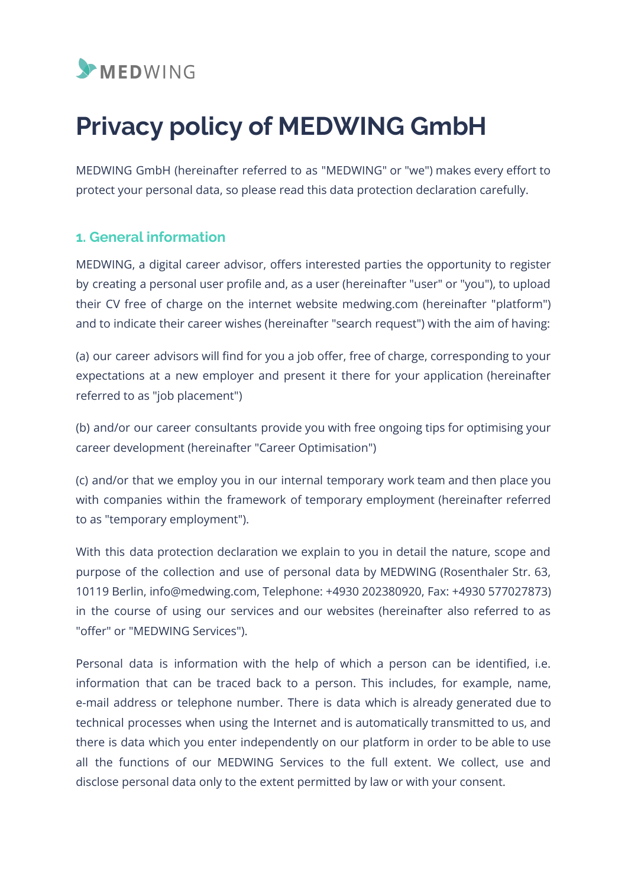MEDWING

# Privacy policy of MEDWING GmbH

MEDWING GmbH (hereinafter referred to as "MEDWING" or "we") makes every effort to protect your personal data, so please read this data protection declaration carefully.

## 1. General information

MEDWING, a digital career advisor, offers interested parties the opportunity to register by creating a personal user profile and, as a user (hereinafter "user" or "you"), to upload their CV free of charge on the internet website medwing.com (hereinafter "platform") and to indicate their career wishes (hereinafter "search request") with the aim of having:

(a) our career advisors will find for you a job offer, free of charge, corresponding to your expectations at a new employer and present it there for your application (hereinafter referred to as "job placement")

(b) and/or our career consultants provide you with free ongoing tips for optimising your career development (hereinafter "Career Optimisation")

(c) and/or that we employ you in our internal temporary work team and then place you with companies within the framework of temporary employment (hereinafter referred to as "temporary employment").

With this data protection declaration we explain to you in detail the nature, scope and purpose of the collection and use of personal data by MEDWING (Rosenthaler Str. 63, 10119 Berlin, info@medwing.com, Telephone: +4930 202380920, Fax: +4930 577027873) in the course of using our services and our websites (hereinafter also referred to as "offer" or "MEDWING Services").

Personal data is information with the help of which a person can be identified, i.e. information that can be traced back to a person. This includes, for example, name, e-mail address or telephone number. There is data which is already generated due to technical processes when using the Internet and is automatically transmitted to us, and there is data which you enter independently on our platform in order to be able to use all the functions of our MEDWING Services to the full extent. We collect, use and disclose personal data only to the extent permitted by law or with your consent.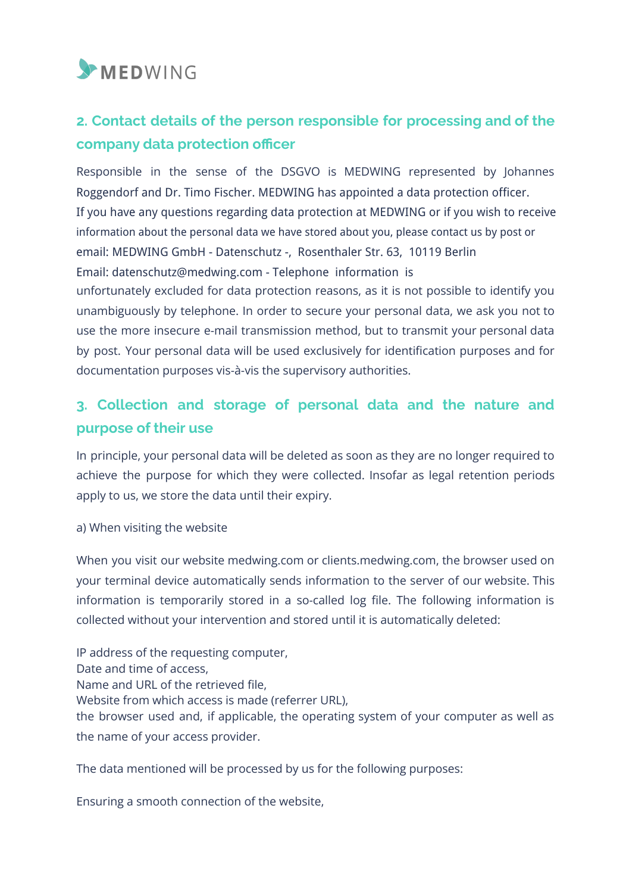## 2. Contact details of the person responsible for processing and of the company data protection officer

Responsible in the sense of the DSGVO is MEDWING represented by Johannes Roggendorf and Dr. Timo Fischer. MEDWING has appointed a data protection officer.
If you have any questions regarding data protection at MEDWING or if you wish to receive information about the personal data we have stored about you, please contact us by post or email: MEDWING GmbH - Datenschutz -, Rosenthaler Str. 63, 10119 Berlin
Email: datenschutz@medwing.com - Telephone information is unfortunately excluded for data protection reasons, as it is not possible to identify you unambiguously by telephone. In order to secure your personal data, we ask you not to use the more insecure e-mail transmission method, but to transmit your personal data by post. Your personal data will be used exclusively for identification purposes and for documentation purposes vis-à-vis the supervisory authorities.

## 3. Collection and storage of personal data and the nature and purpose of their use

In principle, your personal data will be deleted as soon as they are no longer required to achieve the purpose for which they were collected. Insofar as legal retention periods apply to us, we store the data until their expiry.

a) When visiting the website

When you visit our website medwing.com or clients.medwing.com, the browser used on your terminal device automatically sends information to the server of our website. This information is temporarily stored in a so-called log file. The following information is collected without your intervention and stored until it is automatically deleted:

IP address of the requesting computer,
Date and time of access,
Name and URL of the retrieved file,
Website from which access is made (referrer URL),
the browser used and, if applicable, the operating system of your computer as well as the name of your access provider.

The data mentioned will be processed by us for the following purposes:

Ensuring a smooth connection of the website,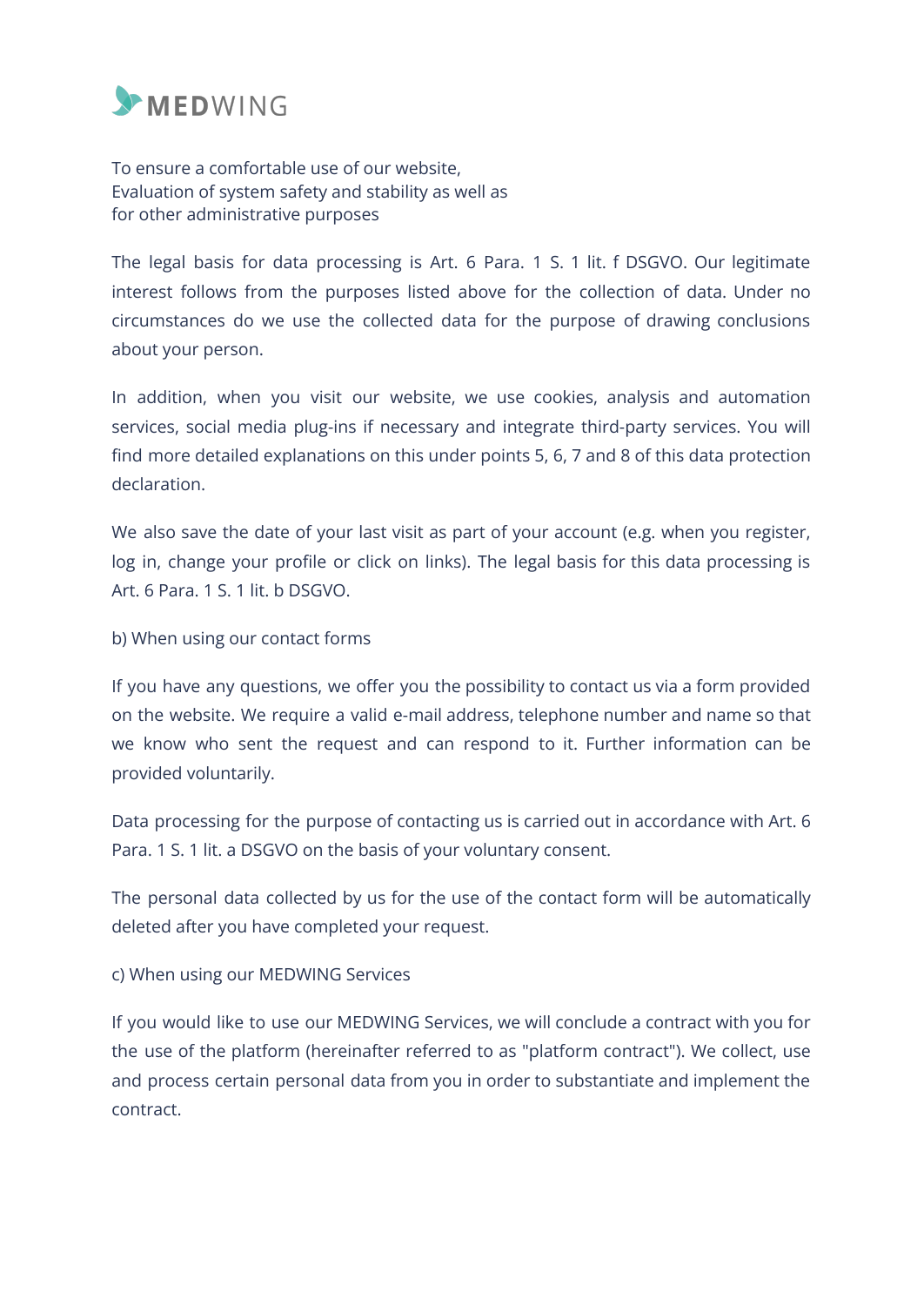To ensure a comfortable use of our website,
Evaluation of system safety and stability as well as
for other administrative purposes

The legal basis for data processing is Art. 6 Para. 1 S. 1 lit. f DSGVO. Our legitimate interest follows from the purposes listed above for the collection of data. Under no circumstances do we use the collected data for the purpose of drawing conclusions about your person.

In addition, when you visit our website, we use cookies, analysis and automation services, social media plug-ins if necessary and integrate third-party services. You will find more detailed explanations on this under points 5, 6, 7 and 8 of this data protection declaration.

We also save the date of your last visit as part of your account (e.g. when you register, log in, change your profile or click on links). The legal basis for this data processing is Art. 6 Para. 1 S. 1 lit. b DSGVO.

b) When using our contact forms

If you have any questions, we offer you the possibility to contact us via a form provided on the website. We require a valid e-mail address, telephone number and name so that we know who sent the request and can respond to it. Further information can be provided voluntarily.

Data processing for the purpose of contacting us is carried out in accordance with Art. 6 Para. 1 S. 1 lit. a DSGVO on the basis of your voluntary consent.

The personal data collected by us for the use of the contact form will be automatically deleted after you have completed your request.

c) When using our MEDWING Services

If you would like to use our MEDWING Services, we will conclude a contract with you for the use of the platform (hereinafter referred to as "platform contract"). We collect, use and process certain personal data from you in order to substantiate and implement the contract.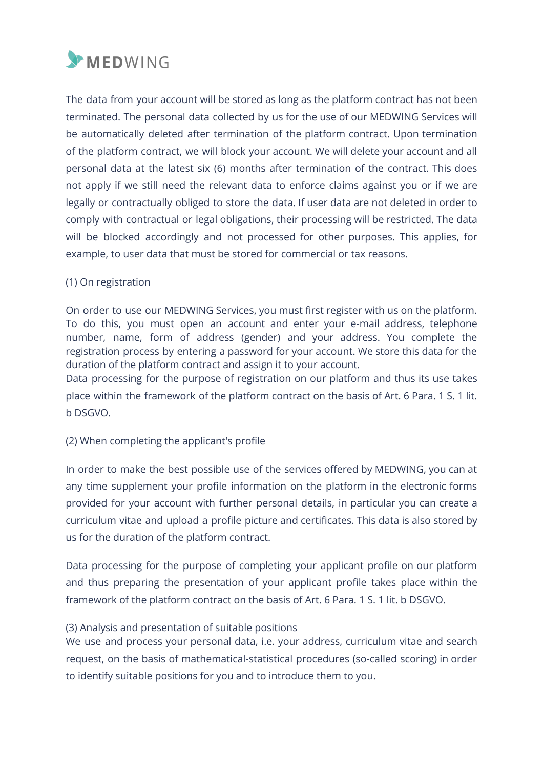The data from your account will be stored as long as the platform contract has not been terminated. The personal data collected by us for the use of our MEDWING Services will be automatically deleted after termination of the platform contract. Upon termination of the platform contract, we will block your account. We will delete your account and all personal data at the latest six (6) months after termination of the contract. This does not apply if we still need the relevant data to enforce claims against you or if we are legally or contractually obliged to store the data. If user data are not deleted in order to comply with contractual or legal obligations, their processing will be restricted. The data will be blocked accordingly and not processed for other purposes. This applies, for example, to user data that must be stored for commercial or tax reasons.

(1) On registration

On order to use our MEDWING Services, you must first register with us on the platform. To do this, you must open an account and enter your e-mail address, telephone number, name, form of address (gender) and your address. You complete the registration process by entering a password for your account. We store this data for the duration of the platform contract and assign it to your account.
Data processing for the purpose of registration on our platform and thus its use takes place within the framework of the platform contract on the basis of Art. 6 Para. 1 S. 1 lit. b DSGVO.

(2) When completing the applicant's profile

In order to make the best possible use of the services offered by MEDWING, you can at any time supplement your profile information on the platform in the electronic forms provided for your account with further personal details, in particular you can create a curriculum vitae and upload a profile picture and certificates. This data is also stored by us for the duration of the platform contract.

Data processing for the purpose of completing your applicant profile on our platform and thus preparing the presentation of your applicant profile takes place within the framework of the platform contract on the basis of Art. 6 Para. 1 S. 1 lit. b DSGVO.

(3) Analysis and presentation of suitable positions
We use and process your personal data, i.e. your address, curriculum vitae and search request, on the basis of mathematical-statistical procedures (so-called scoring) in order to identify suitable positions for you and to introduce them to you.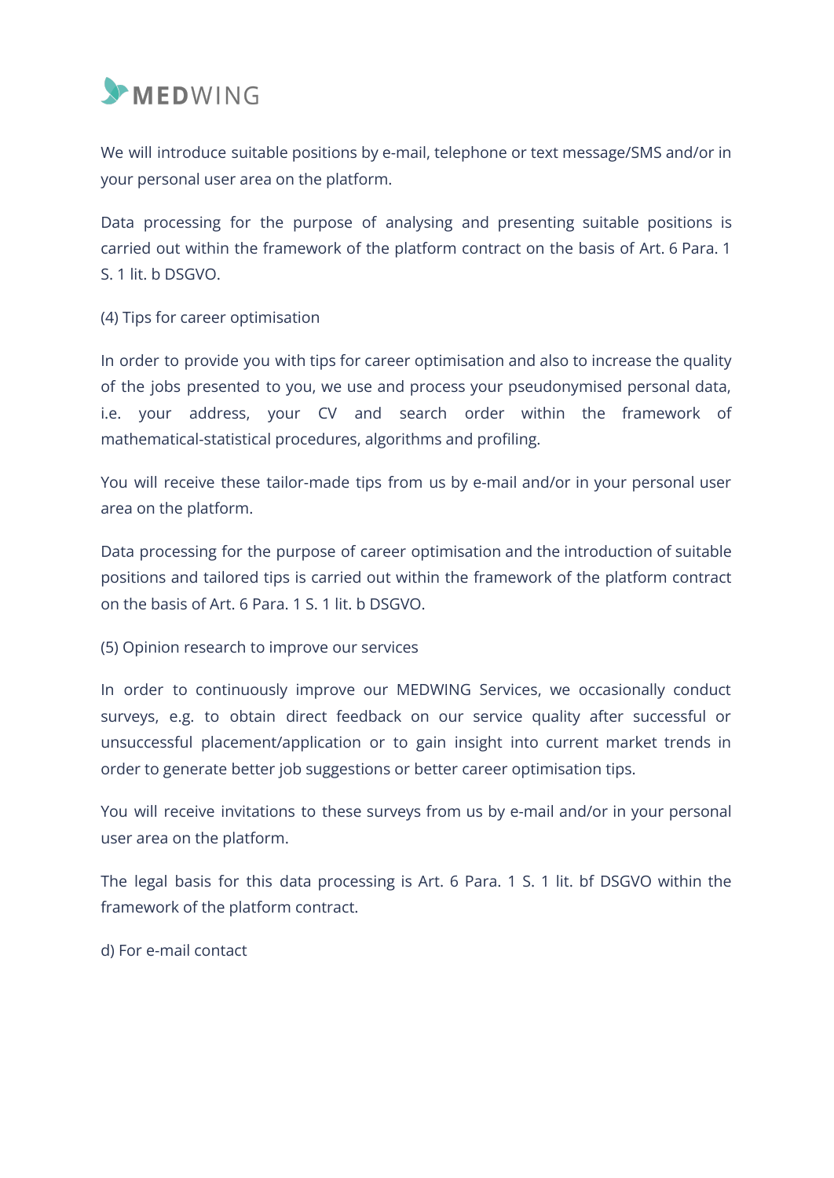We will introduce suitable positions by e-mail, telephone or text message/SMS and/or in your personal user area on the platform.

Data processing for the purpose of analysing and presenting suitable positions is carried out within the framework of the platform contract on the basis of Art. 6 Para. 1 S. 1 lit. b DSGVO.

(4) Tips for career optimisation

In order to provide you with tips for career optimisation and also to increase the quality of the jobs presented to you, we use and process your pseudonymised personal data, i.e. your address, your CV and search order within the framework of mathematical-statistical procedures, algorithms and profiling.

You will receive these tailor-made tips from us by e-mail and/or in your personal user area on the platform.

Data processing for the purpose of career optimisation and the introduction of suitable positions and tailored tips is carried out within the framework of the platform contract on the basis of Art. 6 Para. 1 S. 1 lit. b DSGVO.

(5) Opinion research to improve our services

In order to continuously improve our MEDWING Services, we occasionally conduct surveys, e.g. to obtain direct feedback on our service quality after successful or unsuccessful placement/application or to gain insight into current market trends in order to generate better job suggestions or better career optimisation tips.

You will receive invitations to these surveys from us by e-mail and/or in your personal user area on the platform.

The legal basis for this data processing is Art. 6 Para. 1 S. 1 lit. bf DSGVO within the framework of the platform contract.

d) For e-mail contact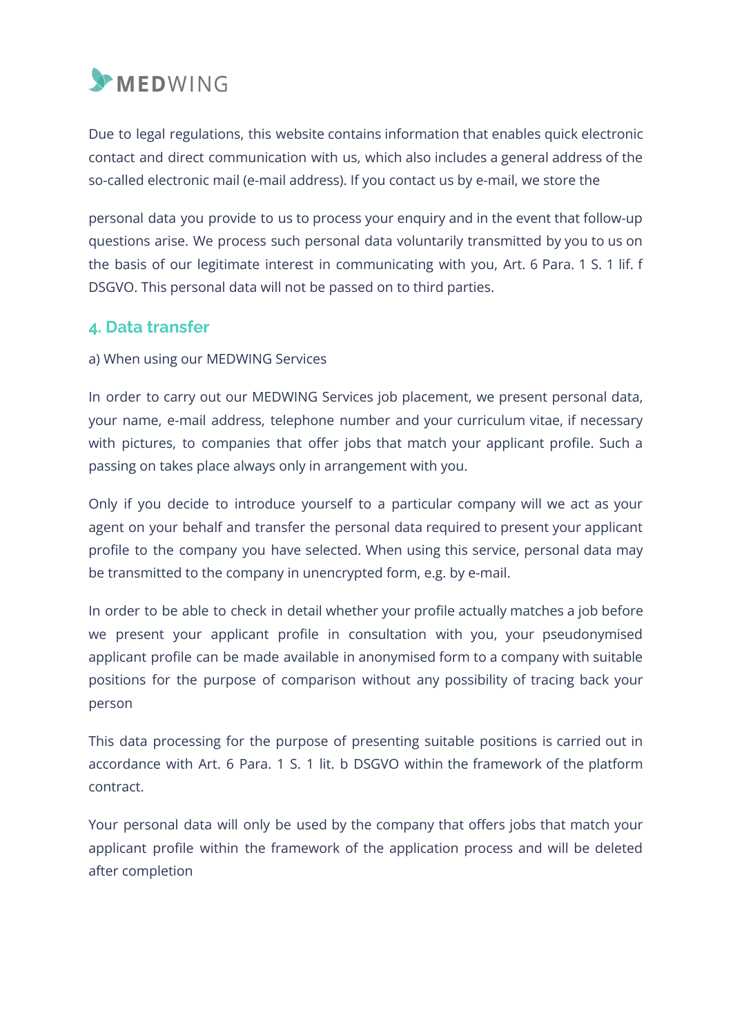Due to legal regulations, this website contains information that enables quick electronic contact and direct communication with us, which also includes a general address of the so-called electronic mail (e-mail address). If you contact us by e-mail, we store the

personal data you provide to us to process your enquiry and in the event that follow-up questions arise. We process such personal data voluntarily transmitted by you to us on the basis of our legitimate interest in communicating with you, Art. 6 Para. 1 S. 1 lif. f DSGVO. This personal data will not be passed on to third parties.

## 4. Data transfer

a) When using our MEDWING Services

In order to carry out our MEDWING Services job placement, we present personal data, your name, e-mail address, telephone number and your curriculum vitae, if necessary with pictures, to companies that offer jobs that match your applicant profile. Such a passing on takes place always only in arrangement with you.

Only if you decide to introduce yourself to a particular company will we act as your agent on your behalf and transfer the personal data required to present your applicant profile to the company you have selected. When using this service, personal data may be transmitted to the company in unencrypted form, e.g. by e-mail.

In order to be able to check in detail whether your profile actually matches a job before we present your applicant profile in consultation with you, your pseudonymised applicant profile can be made available in anonymised form to a company with suitable positions for the purpose of comparison without any possibility of tracing back your person

This data processing for the purpose of presenting suitable positions is carried out in accordance with Art. 6 Para. 1 S. 1 lit. b DSGVO within the framework of the platform contract.

Your personal data will only be used by the company that offers jobs that match your applicant profile within the framework of the application process and will be deleted after completion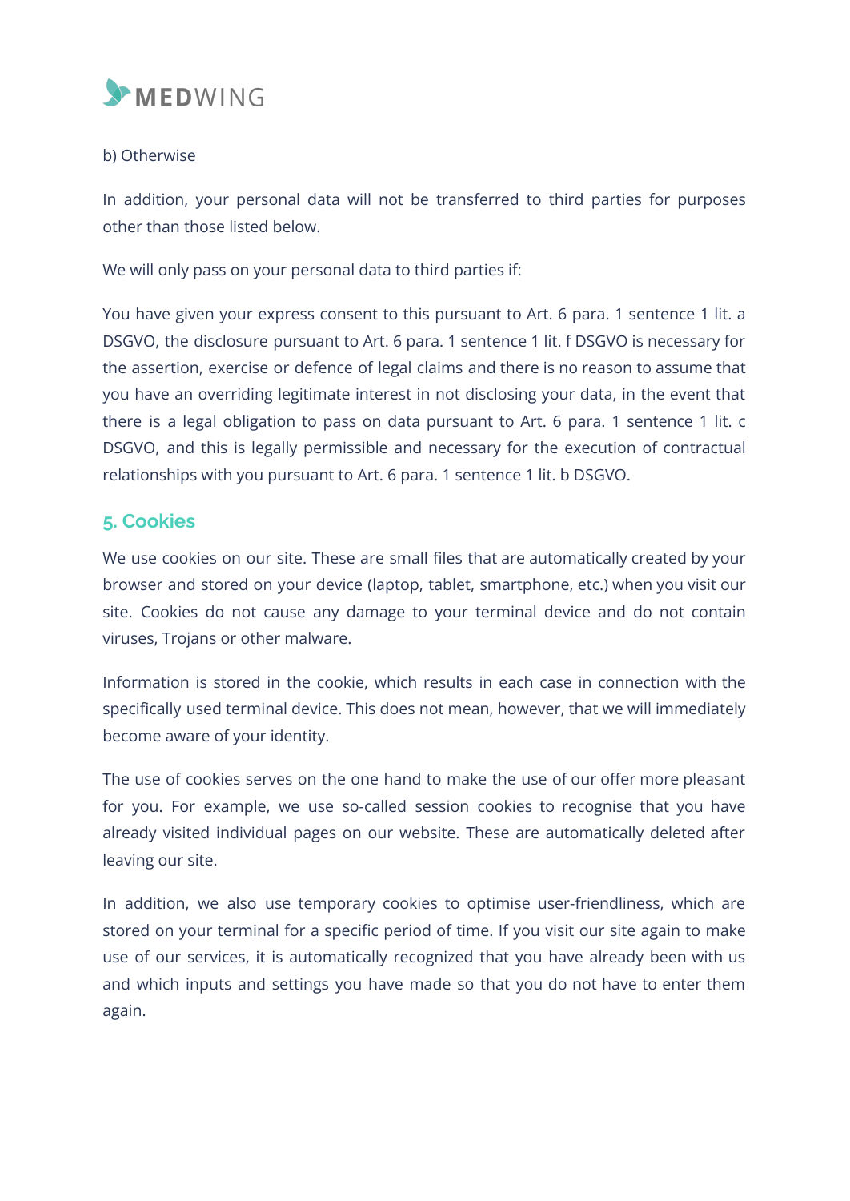b) Otherwise

In addition, your personal data will not be transferred to third parties for purposes other than those listed below.

We will only pass on your personal data to third parties if:

You have given your express consent to this pursuant to Art. 6 para. 1 sentence 1 lit. a DSGVO, the disclosure pursuant to Art. 6 para. 1 sentence 1 lit. f DSGVO is necessary for the assertion, exercise or defence of legal claims and there is no reason to assume that you have an overriding legitimate interest in not disclosing your data, in the event that there is a legal obligation to pass on data pursuant to Art. 6 para. 1 sentence 1 lit. c DSGVO, and this is legally permissible and necessary for the execution of contractual relationships with you pursuant to Art. 6 para. 1 sentence 1 lit. b DSGVO.

## 5. Cookies

We use cookies on our site. These are small files that are automatically created by your browser and stored on your device (laptop, tablet, smartphone, etc.) when you visit our site. Cookies do not cause any damage to your terminal device and do not contain viruses, Trojans or other malware.

Information is stored in the cookie, which results in each case in connection with the specifically used terminal device. This does not mean, however, that we will immediately become aware of your identity.

The use of cookies serves on the one hand to make the use of our offer more pleasant for you. For example, we use so-called session cookies to recognise that you have already visited individual pages on our website. These are automatically deleted after leaving our site.

In addition, we also use temporary cookies to optimise user-friendliness, which are stored on your terminal for a specific period of time. If you visit our site again to make use of our services, it is automatically recognized that you have already been with us and which inputs and settings you have made so that you do not have to enter them again.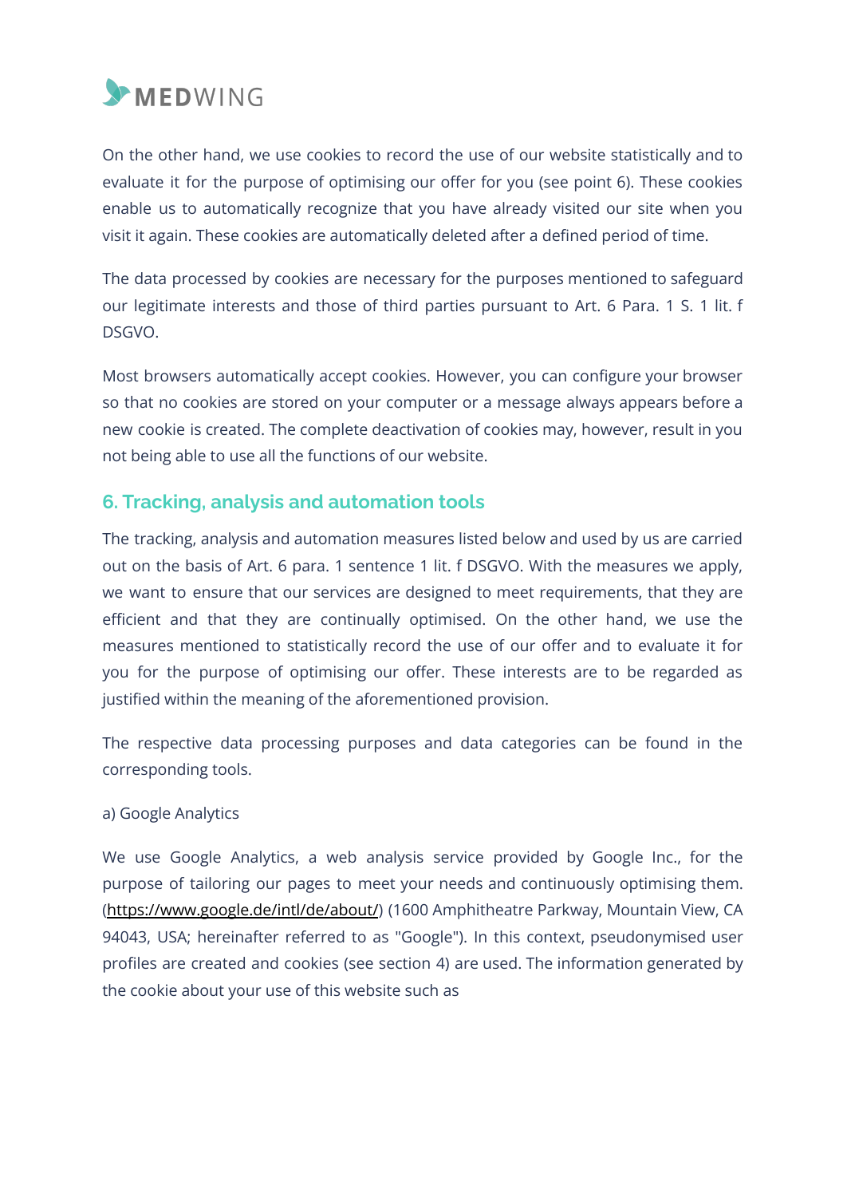On the other hand, we use cookies to record the use of our website statistically and to evaluate it for the purpose of optimising our offer for you (see point 6). These cookies enable us to automatically recognize that you have already visited our site when you visit it again. These cookies are automatically deleted after a defined period of time.

The data processed by cookies are necessary for the purposes mentioned to safeguard our legitimate interests and those of third parties pursuant to Art. 6 Para. 1 S. 1 lit. f DSGVO.

Most browsers automatically accept cookies. However, you can configure your browser so that no cookies are stored on your computer or a message always appears before a new cookie is created. The complete deactivation of cookies may, however, result in you not being able to use all the functions of our website.

## 6. Tracking, analysis and automation tools

The tracking, analysis and automation measures listed below and used by us are carried out on the basis of Art. 6 para. 1 sentence 1 lit. f DSGVO. With the measures we apply, we want to ensure that our services are designed to meet requirements, that they are efficient and that they are continually optimised. On the other hand, we use the measures mentioned to statistically record the use of our offer and to evaluate it for you for the purpose of optimising our offer. These interests are to be regarded as justified within the meaning of the aforementioned provision.

The respective data processing purposes and data categories can be found in the corresponding tools.

a) Google Analytics

We use Google Analytics, a web analysis service provided by Google Inc., for the purpose of tailoring our pages to meet your needs and continuously optimising them. (https://www.google.de/intl/de/about/) (1600 Amphitheatre Parkway, Mountain View, CA 94043, USA; hereinafter referred to as "Google"). In this context, pseudonymised user profiles are created and cookies (see section 4) are used. The information generated by the cookie about your use of this website such as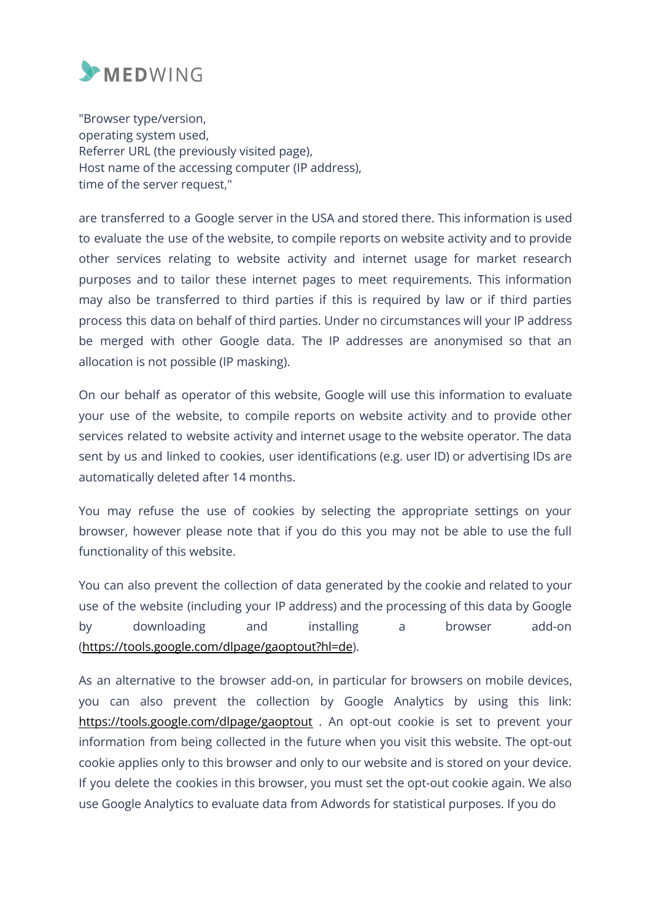"Browser type/version,
operating system used,
Referrer URL (the previously visited page),
Host name of the accessing computer (IP address),
time of the server request,"

are transferred to a Google server in the USA and stored there. This information is used to evaluate the use of the website, to compile reports on website activity and to provide other services relating to website activity and internet usage for market research purposes and to tailor these internet pages to meet requirements. This information may also be transferred to third parties if this is required by law or if third parties process this data on behalf of third parties. Under no circumstances will your IP address be merged with other Google data. The IP addresses are anonymised so that an allocation is not possible (IP masking).

On our behalf as operator of this website, Google will use this information to evaluate your use of the website, to compile reports on website activity and to provide other services related to website activity and internet usage to the website operator. The data sent by us and linked to cookies, user identifications (e.g. user ID) or advertising IDs are automatically deleted after 14 months.

You may refuse the use of cookies by selecting the appropriate settings on your browser, however please note that if you do this you may not be able to use the full functionality of this website.

You can also prevent the collection of data generated by the cookie and related to your use of the website (including your IP address) and the processing of this data by Google by downloading and installing a browser add-on (https://tools.google.com/dlpage/gaoptout?hl=de).

As an alternative to the browser add-on, in particular for browsers on mobile devices, you can also prevent the collection by Google Analytics by using this link: https://tools.google.com/dlpage/gaoptout . An opt-out cookie is set to prevent your information from being collected in the future when you visit this website. The opt-out cookie applies only to this browser and only to our website and is stored on your device. If you delete the cookies in this browser, you must set the opt-out cookie again. We also use Google Analytics to evaluate data from Adwords for statistical purposes. If you do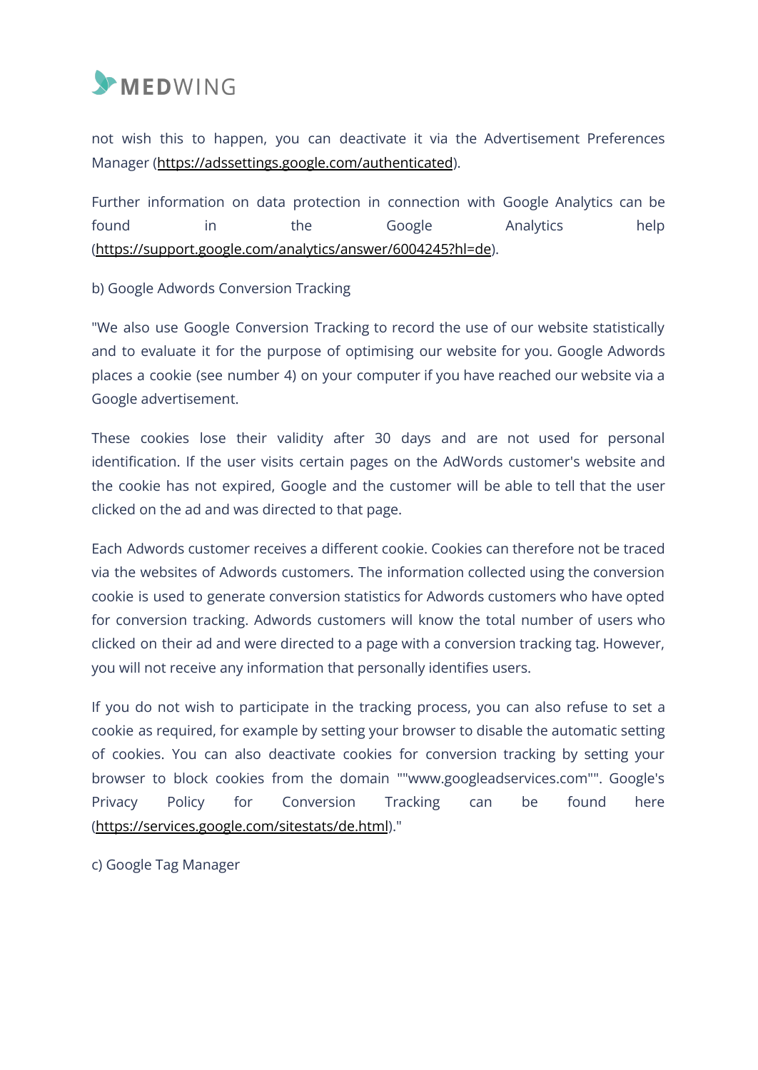not wish this to happen, you can deactivate it via the Advertisement Preferences Manager (https://adssettings.google.com/authenticated).

Further information on data protection in connection with Google Analytics can be found in the Google Analytics help (https://support.google.com/analytics/answer/6004245?hl=de).

b) Google Adwords Conversion Tracking

"We also use Google Conversion Tracking to record the use of our website statistically and to evaluate it for the purpose of optimising our website for you. Google Adwords places a cookie (see number 4) on your computer if you have reached our website via a Google advertisement.

These cookies lose their validity after 30 days and are not used for personal identification. If the user visits certain pages on the AdWords customer's website and the cookie has not expired, Google and the customer will be able to tell that the user clicked on the ad and was directed to that page.

Each Adwords customer receives a different cookie. Cookies can therefore not be traced via the websites of Adwords customers. The information collected using the conversion cookie is used to generate conversion statistics for Adwords customers who have opted for conversion tracking. Adwords customers will know the total number of users who clicked on their ad and were directed to a page with a conversion tracking tag. However, you will not receive any information that personally identifies users.

If you do not wish to participate in the tracking process, you can also refuse to set a cookie as required, for example by setting your browser to disable the automatic setting of cookies. You can also deactivate cookies for conversion tracking by setting your browser to block cookies from the domain ""www.googleadservices.com"". Google's Privacy Policy for Conversion Tracking can be found here (https://services.google.com/sitestats/de.html)."

c) Google Tag Manager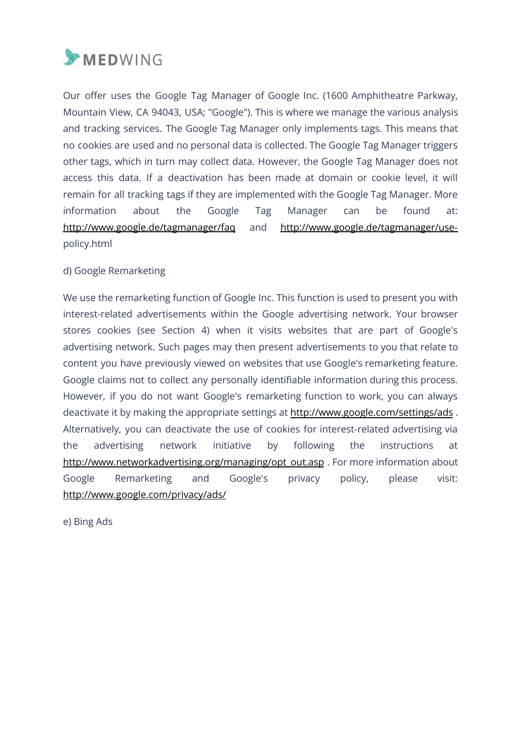Our offer uses the Google Tag Manager of Google Inc. (1600 Amphitheatre Parkway, Mountain View, CA 94043, USA; "Google"). This is where we manage the various analysis and tracking services. The Google Tag Manager only implements tags. This means that no cookies are used and no personal data is collected. The Google Tag Manager triggers other tags, which in turn may collect data. However, the Google Tag Manager does not access this data. If a deactivation has been made at domain or cookie level, it will remain for all tracking tags if they are implemented with the Google Tag Manager. More information about the Google Tag Manager can be found at: http://www.google.de/tagmanager/faq and http://www.google.de/tagmanager/use-policy.html

d) Google Remarketing

We use the remarketing function of Google Inc. This function is used to present you with interest-related advertisements within the Google advertising network. Your browser stores cookies (see Section 4) when it visits websites that are part of Google's advertising network. Such pages may then present advertisements to you that relate to content you have previously viewed on websites that use Google's remarketing feature. Google claims not to collect any personally identifiable information during this process. However, if you do not want Google's remarketing function to work, you can always deactivate it by making the appropriate settings at http://www.google.com/settings/ads . Alternatively, you can deactivate the use of cookies for interest-related advertising via the advertising network initiative by following the instructions at http://www.networkadvertising.org/managing/opt_out.asp . For more information about Google Remarketing and Google's privacy policy, please visit: http://www.google.com/privacy/ads/

e) Bing Ads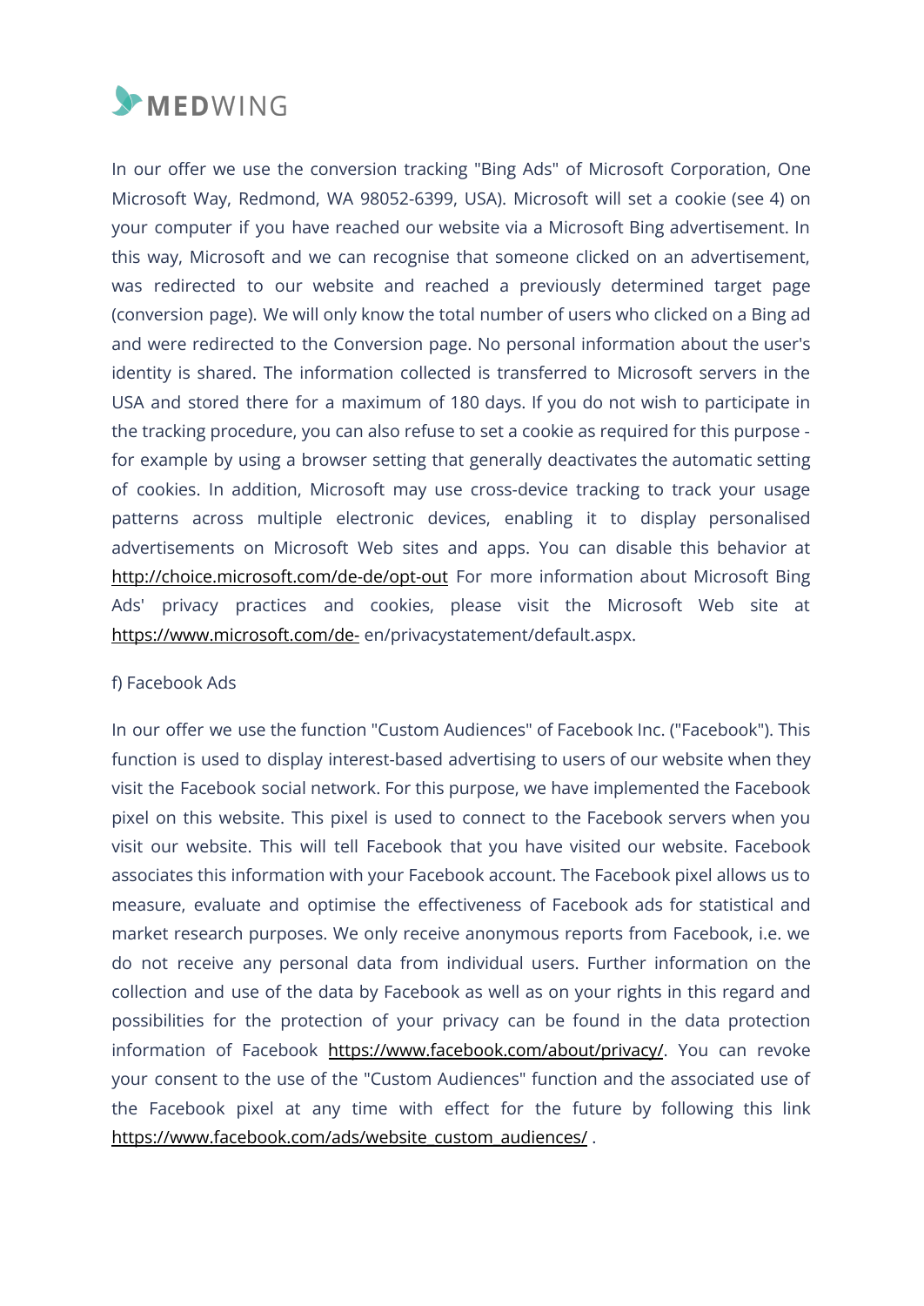In our offer we use the conversion tracking "Bing Ads" of Microsoft Corporation, One Microsoft Way, Redmond, WA 98052-6399, USA). Microsoft will set a cookie (see 4) on your computer if you have reached our website via a Microsoft Bing advertisement. In this way, Microsoft and we can recognise that someone clicked on an advertisement, was redirected to our website and reached a previously determined target page (conversion page). We will only know the total number of users who clicked on a Bing ad and were redirected to the Conversion page. No personal information about the user's identity is shared. The information collected is transferred to Microsoft servers in the USA and stored there for a maximum of 180 days. If you do not wish to participate in the tracking procedure, you can also refuse to set a cookie as required for this purpose - for example by using a browser setting that generally deactivates the automatic setting of cookies. In addition, Microsoft may use cross-device tracking to track your usage patterns across multiple electronic devices, enabling it to display personalised advertisements on Microsoft Web sites and apps. You can disable this behavior at http://choice.microsoft.com/de-de/opt-out For more information about Microsoft Bing Ads' privacy practices and cookies, please visit the Microsoft Web site at https://www.microsoft.com/de- en/privacystatement/default.aspx.

f) Facebook Ads

In our offer we use the function "Custom Audiences" of Facebook Inc. ("Facebook"). This function is used to display interest-based advertising to users of our website when they visit the Facebook social network. For this purpose, we have implemented the Facebook pixel on this website. This pixel is used to connect to the Facebook servers when you visit our website. This will tell Facebook that you have visited our website. Facebook associates this information with your Facebook account. The Facebook pixel allows us to measure, evaluate and optimise the effectiveness of Facebook ads for statistical and market research purposes. We only receive anonymous reports from Facebook, i.e. we do not receive any personal data from individual users. Further information on the collection and use of the data by Facebook as well as on your rights in this regard and possibilities for the protection of your privacy can be found in the data protection information of Facebook https://www.facebook.com/about/privacy/. You can revoke your consent to the use of the "Custom Audiences" function and the associated use of the Facebook pixel at any time with effect for the future by following this link https://www.facebook.com/ads/website_custom_audiences/ .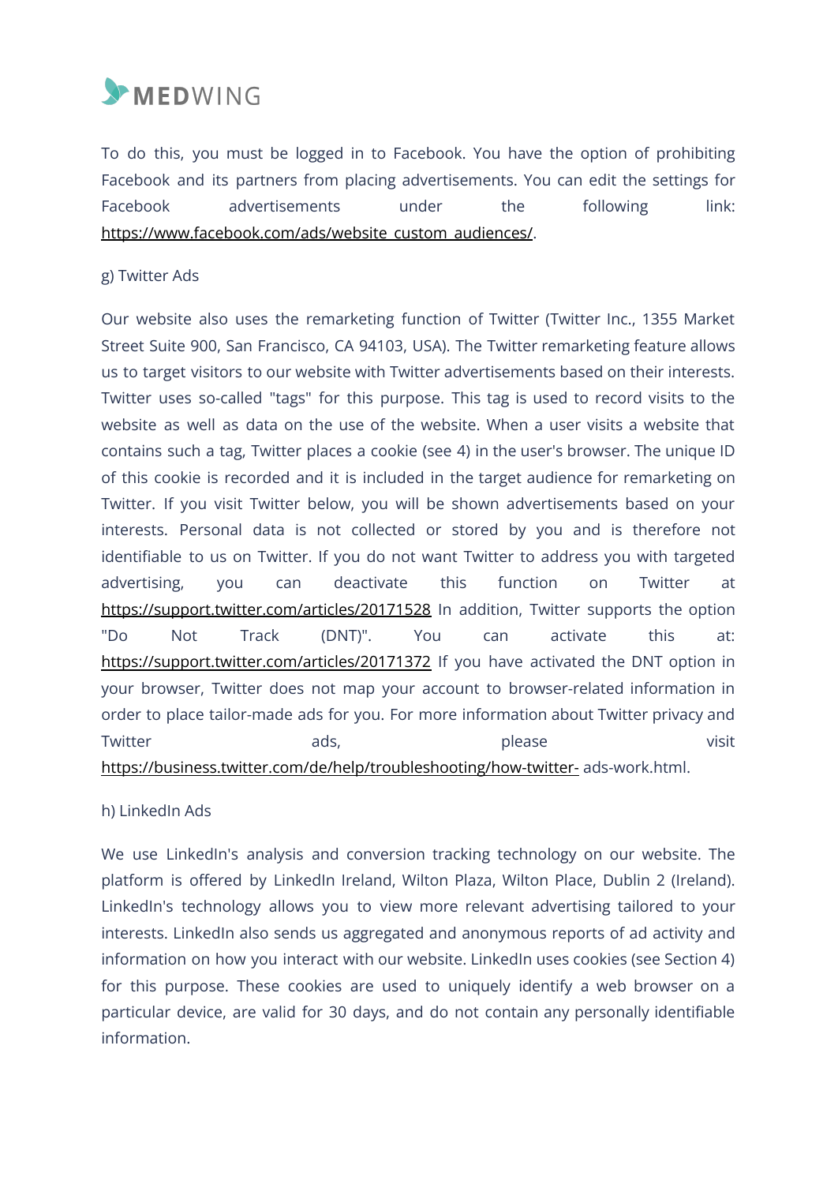To do this, you must be logged in to Facebook. You have the option of prohibiting Facebook and its partners from placing advertisements. You can edit the settings for Facebook advertisements under the following link: https://www.facebook.com/ads/website_custom_audiences/.

g) Twitter Ads

Our website also uses the remarketing function of Twitter (Twitter Inc., 1355 Market Street Suite 900, San Francisco, CA 94103, USA). The Twitter remarketing feature allows us to target visitors to our website with Twitter advertisements based on their interests. Twitter uses so-called "tags" for this purpose. This tag is used to record visits to the website as well as data on the use of the website. When a user visits a website that contains such a tag, Twitter places a cookie (see 4) in the user's browser. The unique ID of this cookie is recorded and it is included in the target audience for remarketing on Twitter. If you visit Twitter below, you will be shown advertisements based on your interests. Personal data is not collected or stored by you and is therefore not identifiable to us on Twitter. If you do not want Twitter to address you with targeted advertising, you can deactivate this function on Twitter at https://support.twitter.com/articles/20171528 In addition, Twitter supports the option "Do Not Track (DNT)". You can activate this at: https://support.twitter.com/articles/20171372 If you have activated the DNT option in your browser, Twitter does not map your account to browser-related information in order to place tailor-made ads for you. For more information about Twitter privacy and Twitter ads, please visit https://business.twitter.com/de/help/troubleshooting/how-twitter- ads-work.html.

h) LinkedIn Ads

We use LinkedIn's analysis and conversion tracking technology on our website. The platform is offered by LinkedIn Ireland, Wilton Plaza, Wilton Place, Dublin 2 (Ireland). LinkedIn's technology allows you to view more relevant advertising tailored to your interests. LinkedIn also sends us aggregated and anonymous reports of ad activity and information on how you interact with our website. LinkedIn uses cookies (see Section 4) for this purpose. These cookies are used to uniquely identify a web browser on a particular device, are valid for 30 days, and do not contain any personally identifiable information.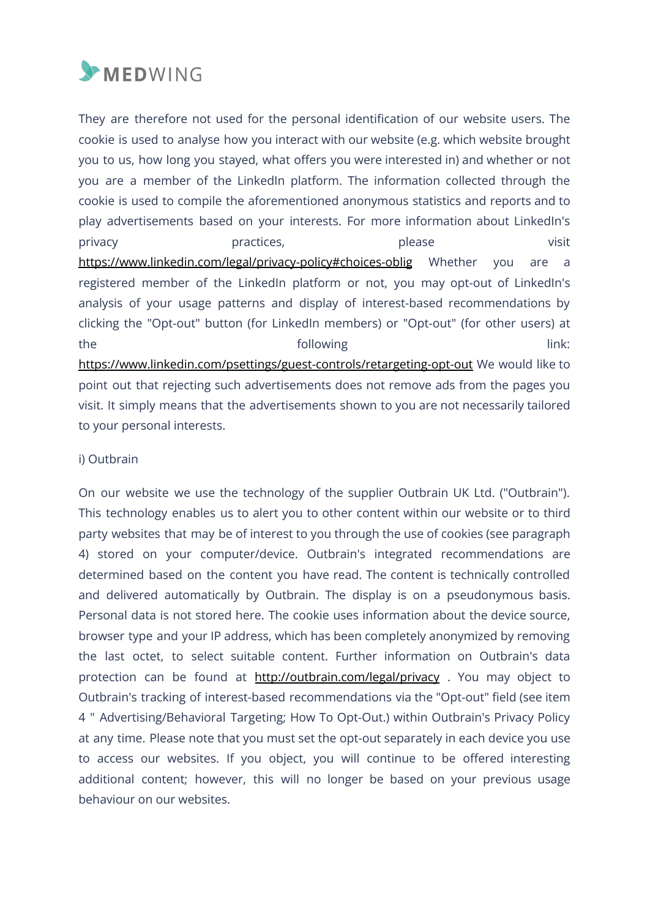They are therefore not used for the personal identification of our website users. The cookie is used to analyse how you interact with our website (e.g. which website brought you to us, how long you stayed, what offers you were interested in) and whether or not you are a member of the LinkedIn platform. The information collected through the cookie is used to compile the aforementioned anonymous statistics and reports and to play advertisements based on your interests. For more information about LinkedIn's privacy practices, please visit https://www.linkedin.com/legal/privacy-policy#choices-oblig Whether you are a registered member of the LinkedIn platform or not, you may opt-out of LinkedIn's analysis of your usage patterns and display of interest-based recommendations by clicking the "Opt-out" button (for LinkedIn members) or "Opt-out" (for other users) at the following link: https://www.linkedin.com/psettings/guest-controls/retargeting-opt-out We would like to point out that rejecting such advertisements does not remove ads from the pages you visit. It simply means that the advertisements shown to you are not necessarily tailored to your personal interests.

i) Outbrain

On our website we use the technology of the supplier Outbrain UK Ltd. ("Outbrain"). This technology enables us to alert you to other content within our website or to third party websites that may be of interest to you through the use of cookies (see paragraph 4) stored on your computer/device. Outbrain's integrated recommendations are determined based on the content you have read. The content is technically controlled and delivered automatically by Outbrain. The display is on a pseudonymous basis. Personal data is not stored here. The cookie uses information about the device source, browser type and your IP address, which has been completely anonymized by removing the last octet, to select suitable content. Further information on Outbrain's data protection can be found at http://outbrain.com/legal/privacy . You may object to Outbrain's tracking of interest-based recommendations via the "Opt-out" field (see item 4 " Advertising/Behavioral Targeting; How To Opt-Out.) within Outbrain's Privacy Policy at any time. Please note that you must set the opt-out separately in each device you use to access our websites. If you object, you will continue to be offered interesting additional content; however, this will no longer be based on your previous usage behaviour on our websites.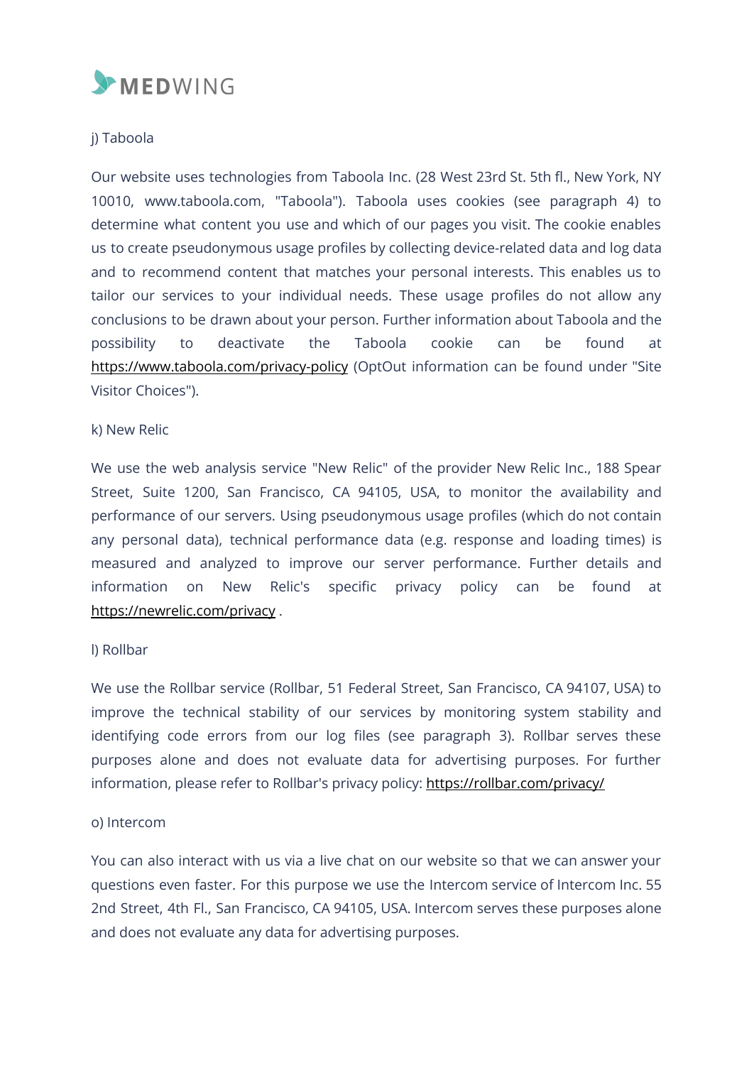j) Taboola

Our website uses technologies from Taboola Inc. (28 West 23rd St. 5th fl., New York, NY 10010, www.taboola.com, "Taboola"). Taboola uses cookies (see paragraph 4) to determine what content you use and which of our pages you visit. The cookie enables us to create pseudonymous usage profiles by collecting device-related data and log data and to recommend content that matches your personal interests. This enables us to tailor our services to your individual needs. These usage profiles do not allow any conclusions to be drawn about your person. Further information about Taboola and the possibility to deactivate the Taboola cookie can be found at https://www.taboola.com/privacy-policy (OptOut information can be found under "Site Visitor Choices").

k) New Relic

We use the web analysis service "New Relic" of the provider New Relic Inc., 188 Spear Street, Suite 1200, San Francisco, CA 94105, USA, to monitor the availability and performance of our servers. Using pseudonymous usage profiles (which do not contain any personal data), technical performance data (e.g. response and loading times) is measured and analyzed to improve our server performance. Further details and information on New Relic's specific privacy policy can be found at https://newrelic.com/privacy .

l) Rollbar

We use the Rollbar service (Rollbar, 51 Federal Street, San Francisco, CA 94107, USA) to improve the technical stability of our services by monitoring system stability and identifying code errors from our log files (see paragraph 3). Rollbar serves these purposes alone and does not evaluate data for advertising purposes. For further information, please refer to Rollbar's privacy policy: https://rollbar.com/privacy/

o) Intercom

You can also interact with us via a live chat on our website so that we can answer your questions even faster. For this purpose we use the Intercom service of Intercom Inc. 55 2nd Street, 4th Fl., San Francisco, CA 94105, USA. Intercom serves these purposes alone and does not evaluate any data for advertising purposes.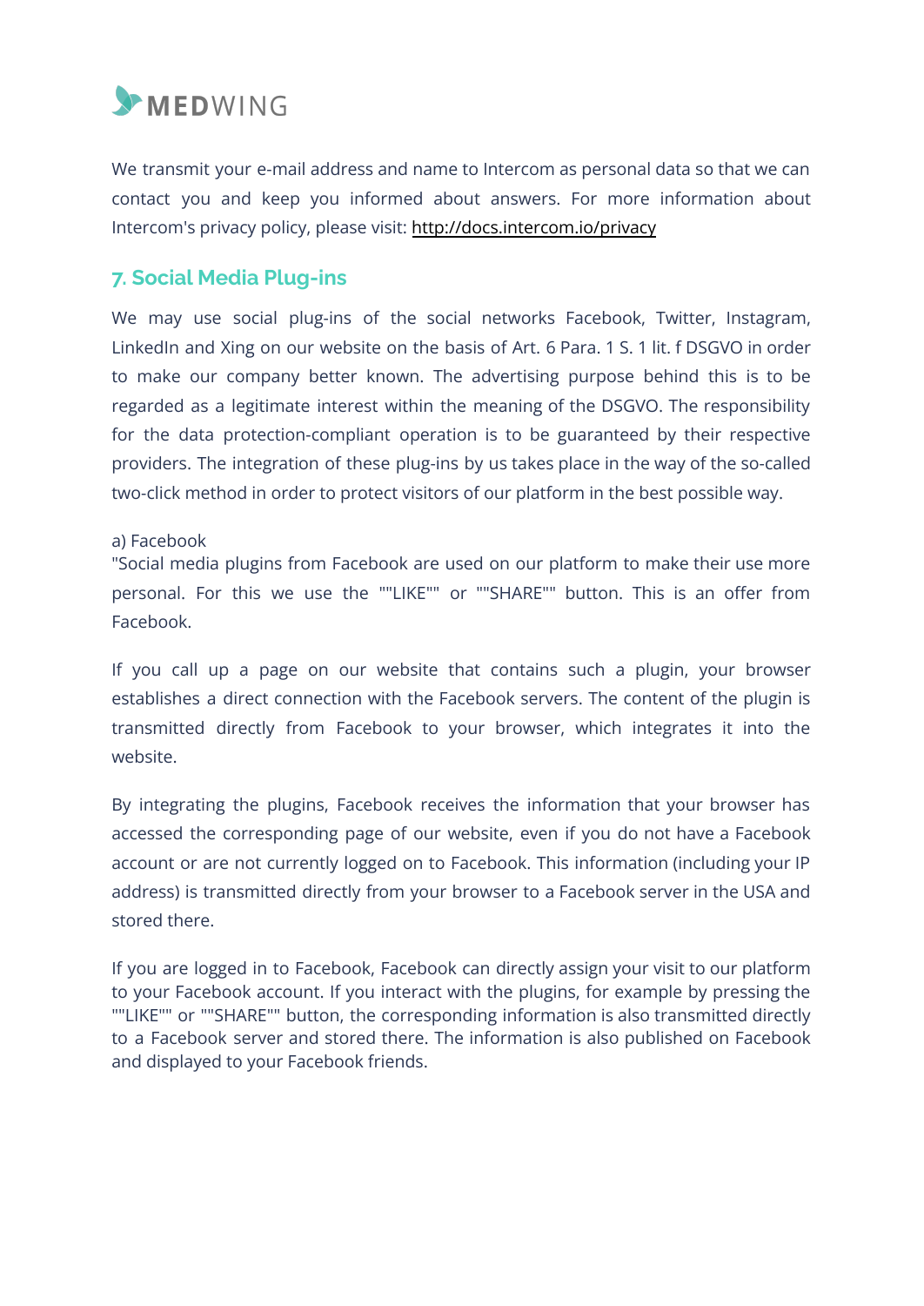We transmit your e-mail address and name to Intercom as personal data so that we can contact you and keep you informed about answers. For more information about Intercom's privacy policy, please visit: http://docs.intercom.io/privacy

## 7. Social Media Plug-ins

We may use social plug-ins of the social networks Facebook, Twitter, Instagram, LinkedIn and Xing on our website on the basis of Art. 6 Para. 1 S. 1 lit. f DSGVO in order to make our company better known. The advertising purpose behind this is to be regarded as a legitimate interest within the meaning of the DSGVO. The responsibility for the data protection-compliant operation is to be guaranteed by their respective providers. The integration of these plug-ins by us takes place in the way of the so-called two-click method in order to protect visitors of our platform in the best possible way.

a) Facebook
"Social media plugins from Facebook are used on our platform to make their use more personal. For this we use the ""LIKE"" or ""SHARE"" button. This is an offer from Facebook.

If you call up a page on our website that contains such a plugin, your browser establishes a direct connection with the Facebook servers. The content of the plugin is transmitted directly from Facebook to your browser, which integrates it into the website.

By integrating the plugins, Facebook receives the information that your browser has accessed the corresponding page of our website, even if you do not have a Facebook account or are not currently logged on to Facebook. This information (including your IP address) is transmitted directly from your browser to a Facebook server in the USA and stored there.

If you are logged in to Facebook, Facebook can directly assign your visit to our platform to your Facebook account. If you interact with the plugins, for example by pressing the ""LIKE"" or ""SHARE"" button, the corresponding information is also transmitted directly to a Facebook server and stored there. The information is also published on Facebook and displayed to your Facebook friends.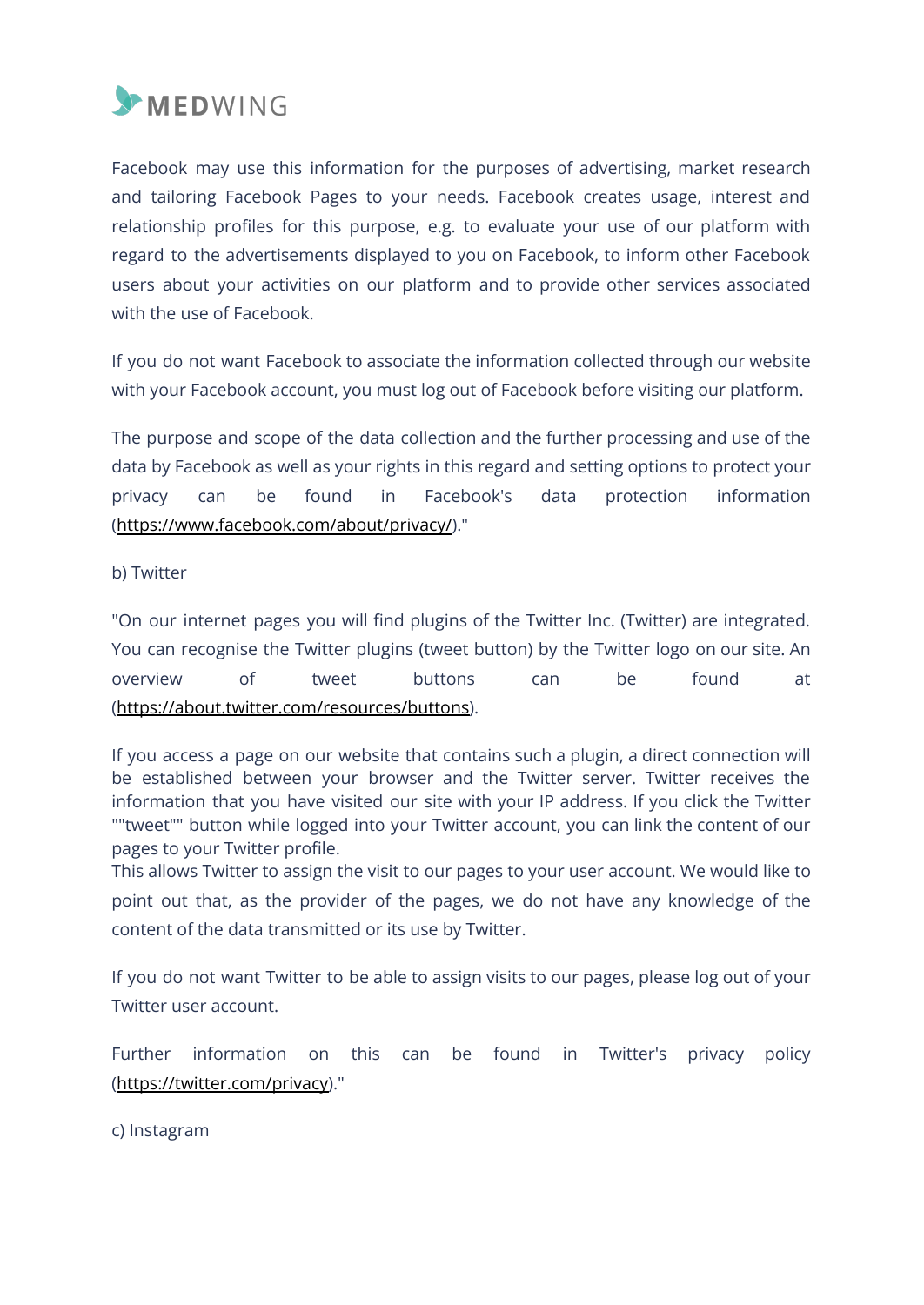Facebook may use this information for the purposes of advertising, market research and tailoring Facebook Pages to your needs. Facebook creates usage, interest and relationship profiles for this purpose, e.g. to evaluate your use of our platform with regard to the advertisements displayed to you on Facebook, to inform other Facebook users about your activities on our platform and to provide other services associated with the use of Facebook.

If you do not want Facebook to associate the information collected through our website with your Facebook account, you must log out of Facebook before visiting our platform.

The purpose and scope of the data collection and the further processing and use of the data by Facebook as well as your rights in this regard and setting options to protect your privacy can be found in Facebook's data protection information (https://www.facebook.com/about/privacy/)."

b) Twitter

"On our internet pages you will find plugins of the Twitter Inc. (Twitter) are integrated. You can recognise the Twitter plugins (tweet button) by the Twitter logo on our site. An overview of tweet buttons can be found at (https://about.twitter.com/resources/buttons).

If you access a page on our website that contains such a plugin, a direct connection will be established between your browser and the Twitter server. Twitter receives the information that you have visited our site with your IP address. If you click the Twitter ""tweet"" button while logged into your Twitter account, you can link the content of our pages to your Twitter profile.
This allows Twitter to assign the visit to our pages to your user account. We would like to point out that, as the provider of the pages, we do not have any knowledge of the content of the data transmitted or its use by Twitter.

If you do not want Twitter to be able to assign visits to our pages, please log out of your Twitter user account.

Further information on this can be found in Twitter's privacy policy (https://twitter.com/privacy)."

c) Instagram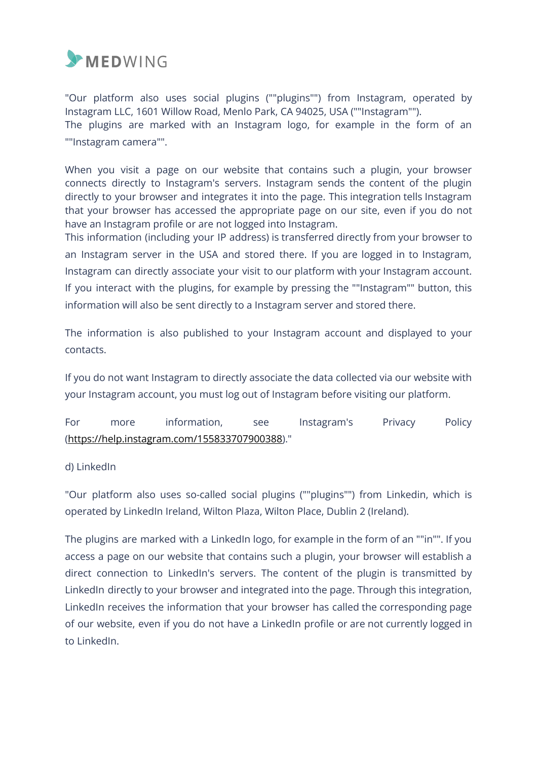"Our platform also uses social plugins (""plugins"") from Instagram, operated by Instagram LLC, 1601 Willow Road, Menlo Park, CA 94025, USA (""Instagram"").
The plugins are marked with an Instagram logo, for example in the form of an ""Instagram camera"".

When you visit a page on our website that contains such a plugin, your browser connects directly to Instagram's servers. Instagram sends the content of the plugin directly to your browser and integrates it into the page. This integration tells Instagram that your browser has accessed the appropriate page on our site, even if you do not have an Instagram profile or are not logged into Instagram.
This information (including your IP address) is transferred directly from your browser to an Instagram server in the USA and stored there. If you are logged in to Instagram, Instagram can directly associate your visit to our platform with your Instagram account. If you interact with the plugins, for example by pressing the ""Instagram"" button, this information will also be sent directly to a Instagram server and stored there.

The information is also published to your Instagram account and displayed to your contacts.

If you do not want Instagram to directly associate the data collected via our website with your Instagram account, you must log out of Instagram before visiting our platform.

For more information, see Instagram's Privacy Policy (https://help.instagram.com/155833707900388)."

d) LinkedIn

"Our platform also uses so-called social plugins (""plugins"") from Linkedin, which is operated by LinkedIn Ireland, Wilton Plaza, Wilton Place, Dublin 2 (Ireland).

The plugins are marked with a LinkedIn logo, for example in the form of an ""in"". If you access a page on our website that contains such a plugin, your browser will establish a direct connection to LinkedIn's servers. The content of the plugin is transmitted by LinkedIn directly to your browser and integrated into the page. Through this integration, LinkedIn receives the information that your browser has called the corresponding page of our website, even if you do not have a LinkedIn profile or are not currently logged in to LinkedIn.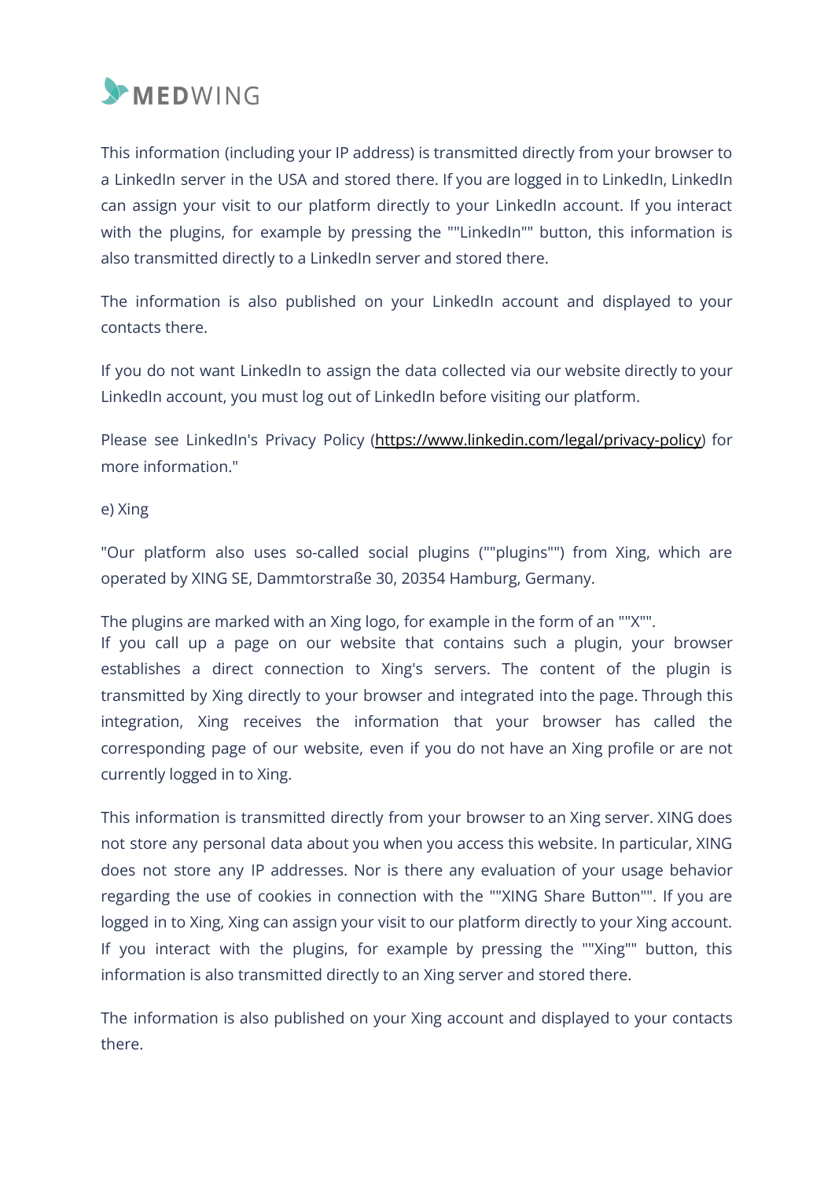This information (including your IP address) is transmitted directly from your browser to a LinkedIn server in the USA and stored there. If you are logged in to LinkedIn, LinkedIn can assign your visit to our platform directly to your LinkedIn account. If you interact with the plugins, for example by pressing the ""LinkedIn"" button, this information is also transmitted directly to a LinkedIn server and stored there.

The information is also published on your LinkedIn account and displayed to your contacts there.

If you do not want LinkedIn to assign the data collected via our website directly to your LinkedIn account, you must log out of LinkedIn before visiting our platform.

Please see LinkedIn's Privacy Policy (https://www.linkedin.com/legal/privacy-policy) for more information."

e) Xing

"Our platform also uses so-called social plugins (""plugins"") from Xing, which are operated by XING SE, Dammtorstraße 30, 20354 Hamburg, Germany.

The plugins are marked with an Xing logo, for example in the form of an ""X"".
If you call up a page on our website that contains such a plugin, your browser establishes a direct connection to Xing's servers. The content of the plugin is transmitted by Xing directly to your browser and integrated into the page. Through this integration, Xing receives the information that your browser has called the corresponding page of our website, even if you do not have an Xing profile or are not currently logged in to Xing.

This information is transmitted directly from your browser to an Xing server. XING does not store any personal data about you when you access this website. In particular, XING does not store any IP addresses. Nor is there any evaluation of your usage behavior regarding the use of cookies in connection with the ""XING Share Button"". If you are logged in to Xing, Xing can assign your visit to our platform directly to your Xing account. If you interact with the plugins, for example by pressing the ""Xing"" button, this information is also transmitted directly to an Xing server and stored there.

The information is also published on your Xing account and displayed to your contacts there.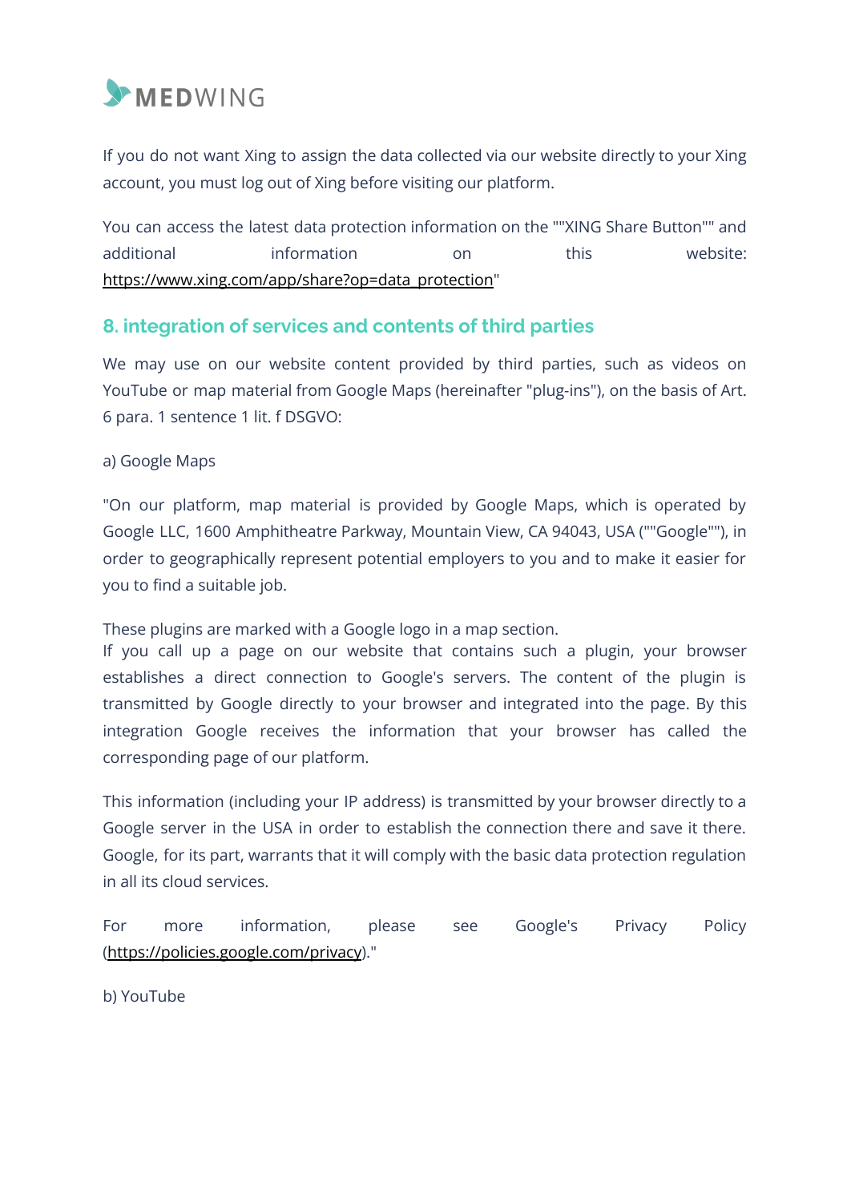If you do not want Xing to assign the data collected via our website directly to your Xing account, you must log out of Xing before visiting our platform.

You can access the latest data protection information on the ""XING Share Button"" and additional information on this website: https://www.xing.com/app/share?op=data_protection"

## 8. integration of services and contents of third parties

We may use on our website content provided by third parties, such as videos on YouTube or map material from Google Maps (hereinafter "plug-ins"), on the basis of Art. 6 para. 1 sentence 1 lit. f DSGVO:

a) Google Maps

"On our platform, map material is provided by Google Maps, which is operated by Google LLC, 1600 Amphitheatre Parkway, Mountain View, CA 94043, USA (""Google""), in order to geographically represent potential employers to you and to make it easier for you to find a suitable job.

These plugins are marked with a Google logo in a map section.
If you call up a page on our website that contains such a plugin, your browser establishes a direct connection to Google's servers. The content of the plugin is transmitted by Google directly to your browser and integrated into the page. By this integration Google receives the information that your browser has called the corresponding page of our platform.

This information (including your IP address) is transmitted by your browser directly to a Google server in the USA in order to establish the connection there and save it there. Google, for its part, warrants that it will comply with the basic data protection regulation in all its cloud services.

For more information, please see Google's Privacy Policy (https://policies.google.com/privacy)."

b) YouTube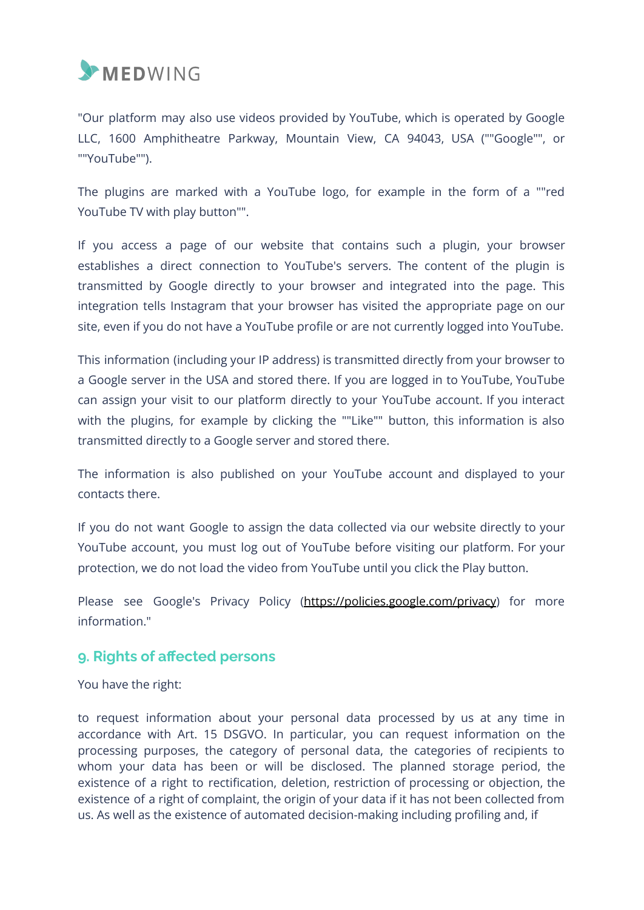"Our platform may also use videos provided by YouTube, which is operated by Google LLC, 1600 Amphitheatre Parkway, Mountain View, CA 94043, USA (""Google"", or ""YouTube"").

The plugins are marked with a YouTube logo, for example in the form of a ""red YouTube TV with play button"".

If you access a page of our website that contains such a plugin, your browser establishes a direct connection to YouTube's servers. The content of the plugin is transmitted by Google directly to your browser and integrated into the page. This integration tells Instagram that your browser has visited the appropriate page on our site, even if you do not have a YouTube profile or are not currently logged into YouTube.

This information (including your IP address) is transmitted directly from your browser to a Google server in the USA and stored there. If you are logged in to YouTube, YouTube can assign your visit to our platform directly to your YouTube account. If you interact with the plugins, for example by clicking the ""Like"" button, this information is also transmitted directly to a Google server and stored there.

The information is also published on your YouTube account and displayed to your contacts there.

If you do not want Google to assign the data collected via our website directly to your YouTube account, you must log out of YouTube before visiting our platform. For your protection, we do not load the video from YouTube until you click the Play button.

Please see Google's Privacy Policy (https://policies.google.com/privacy) for more information."

## 9. Rights of affected persons

You have the right:

to request information about your personal data processed by us at any time in accordance with Art. 15 DSGVO. In particular, you can request information on the processing purposes, the category of personal data, the categories of recipients to whom your data has been or will be disclosed. The planned storage period, the existence of a right to rectification, deletion, restriction of processing or objection, the existence of a right of complaint, the origin of your data if it has not been collected from us. As well as the existence of automated decision-making including profiling and, if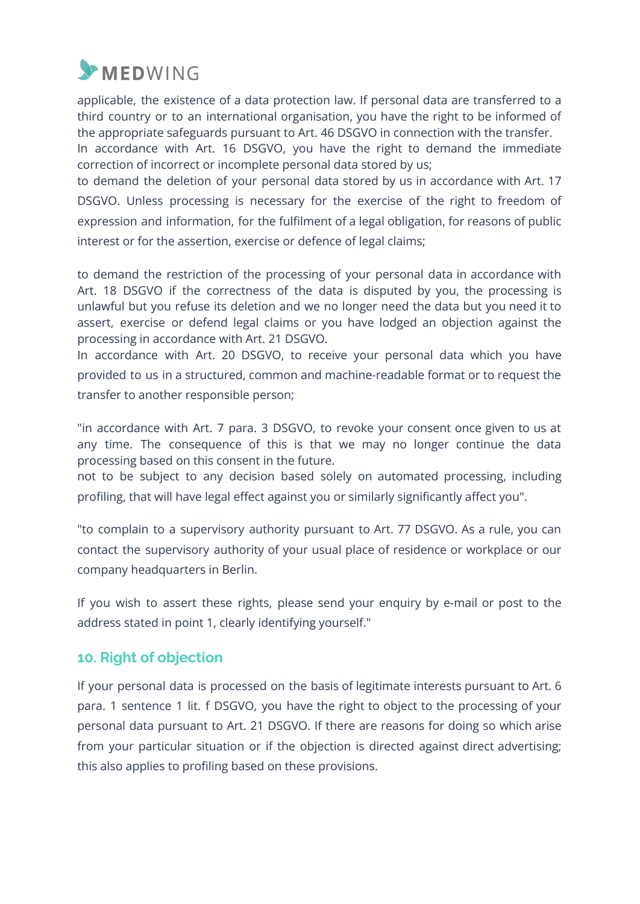applicable, the existence of a data protection law. If personal data are transferred to a third country or to an international organisation, you have the right to be informed of the appropriate safeguards pursuant to Art. 46 DSGVO in connection with the transfer.
In accordance with Art. 16 DSGVO, you have the right to demand the immediate correction of incorrect or incomplete personal data stored by us;
to demand the deletion of your personal data stored by us in accordance with Art. 17 DSGVO. Unless processing is necessary for the exercise of the right to freedom of expression and information, for the fulfilment of a legal obligation, for reasons of public interest or for the assertion, exercise or defence of legal claims;

to demand the restriction of the processing of your personal data in accordance with Art. 18 DSGVO if the correctness of the data is disputed by you, the processing is unlawful but you refuse its deletion and we no longer need the data but you need it to assert, exercise or defend legal claims or you have lodged an objection against the processing in accordance with Art. 21 DSGVO.
In accordance with Art. 20 DSGVO, to receive your personal data which you have provided to us in a structured, common and machine-readable format or to request the transfer to another responsible person;

"in accordance with Art. 7 para. 3 DSGVO, to revoke your consent once given to us at any time. The consequence of this is that we may no longer continue the data processing based on this consent in the future.
not to be subject to any decision based solely on automated processing, including profiling, that will have legal effect against you or similarly significantly affect you".

"to complain to a supervisory authority pursuant to Art. 77 DSGVO. As a rule, you can contact the supervisory authority of your usual place of residence or workplace or our company headquarters in Berlin.

If you wish to assert these rights, please send your enquiry by e-mail or post to the address stated in point 1, clearly identifying yourself."

## 10. Right of objection

If your personal data is processed on the basis of legitimate interests pursuant to Art. 6 para. 1 sentence 1 lit. f DSGVO, you have the right to object to the processing of your personal data pursuant to Art. 21 DSGVO. If there are reasons for doing so which arise from your particular situation or if the objection is directed against direct advertising; this also applies to profiling based on these provisions.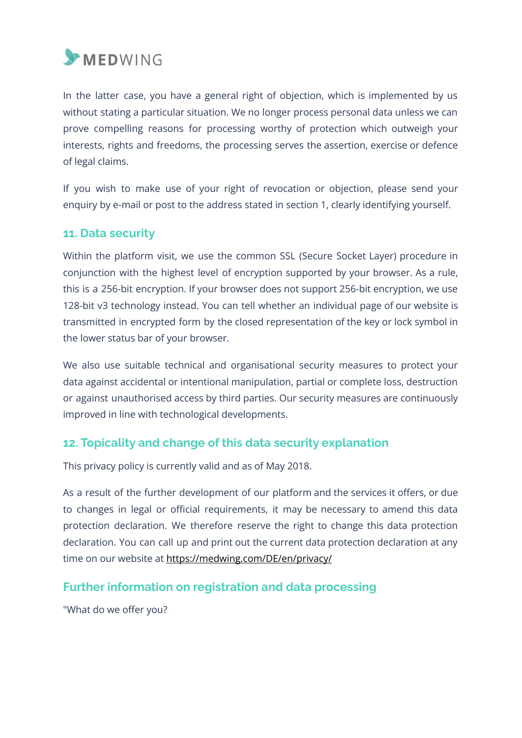In the latter case, you have a general right of objection, which is implemented by us without stating a particular situation. We no longer process personal data unless we can prove compelling reasons for processing worthy of protection which outweigh your interests, rights and freedoms, the processing serves the assertion, exercise or defence of legal claims.

If you wish to make use of your right of revocation or objection, please send your enquiry by e-mail or post to the address stated in section 1, clearly identifying yourself.

## 11. Data security

Within the platform visit, we use the common SSL (Secure Socket Layer) procedure in conjunction with the highest level of encryption supported by your browser. As a rule, this is a 256-bit encryption. If your browser does not support 256-bit encryption, we use 128-bit v3 technology instead. You can tell whether an individual page of our website is transmitted in encrypted form by the closed representation of the key or lock symbol in the lower status bar of your browser.

We also use suitable technical and organisational security measures to protect your data against accidental or intentional manipulation, partial or complete loss, destruction or against unauthorised access by third parties. Our security measures are continuously improved in line with technological developments.

## 12. Topicality and change of this data security explanation

This privacy policy is currently valid and as of May 2018.

As a result of the further development of our platform and the services it offers, or due to changes in legal or official requirements, it may be necessary to amend this data protection declaration. We therefore reserve the right to change this data protection declaration. You can call up and print out the current data protection declaration at any time on our website at https://medwing.com/DE/en/privacy/

## Further information on registration and data processing

"What do we offer you?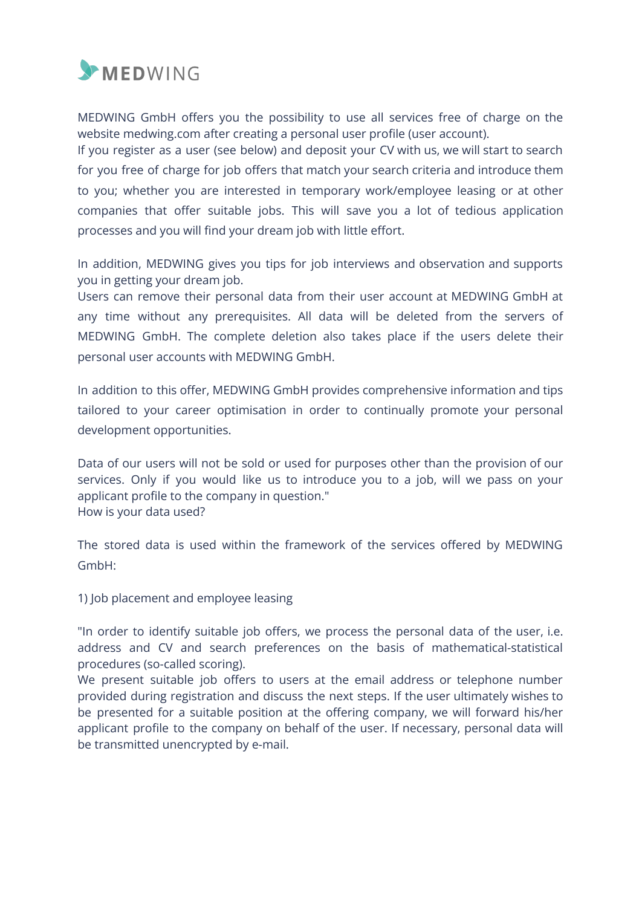MEDWING GmbH offers you the possibility to use all services free of charge on the website medwing.com after creating a personal user profile (user account).
If you register as a user (see below) and deposit your CV with us, we will start to search for you free of charge for job offers that match your search criteria and introduce them to you; whether you are interested in temporary work/employee leasing or at other companies that offer suitable jobs. This will save you a lot of tedious application processes and you will find your dream job with little effort.

In addition, MEDWING gives you tips for job interviews and observation and supports you in getting your dream job.
Users can remove their personal data from their user account at MEDWING GmbH at any time without any prerequisites. All data will be deleted from the servers of MEDWING GmbH. The complete deletion also takes place if the users delete their personal user accounts with MEDWING GmbH.

In addition to this offer, MEDWING GmbH provides comprehensive information and tips tailored to your career optimisation in order to continually promote your personal development opportunities.

Data of our users will not be sold or used for purposes other than the provision of our services. Only if you would like us to introduce you to a job, will we pass on your applicant profile to the company in question."
How is your data used?

The stored data is used within the framework of the services offered by MEDWING GmbH:

1) Job placement and employee leasing

"In order to identify suitable job offers, we process the personal data of the user, i.e. address and CV and search preferences on the basis of mathematical-statistical procedures (so-called scoring).
We present suitable job offers to users at the email address or telephone number provided during registration and discuss the next steps. If the user ultimately wishes to be presented for a suitable position at the offering company, we will forward his/her applicant profile to the company on behalf of the user. If necessary, personal data will be transmitted unencrypted by e-mail.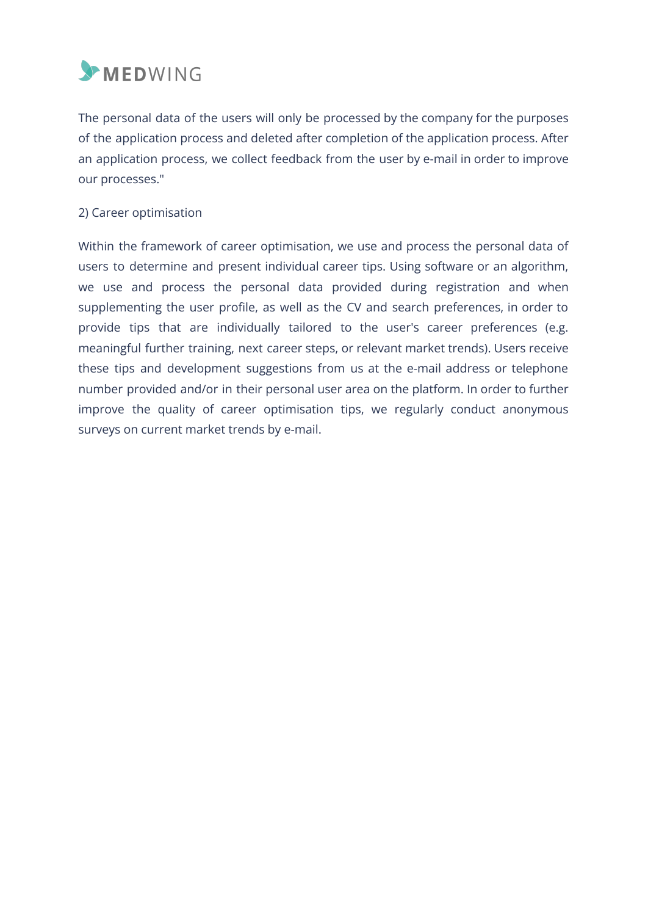The personal data of the users will only be processed by the company for the purposes of the application process and deleted after completion of the application process. After an application process, we collect feedback from the user by e-mail in order to improve our processes."

2) Career optimisation

Within the framework of career optimisation, we use and process the personal data of users to determine and present individual career tips. Using software or an algorithm, we use and process the personal data provided during registration and when supplementing the user profile, as well as the CV and search preferences, in order to provide tips that are individually tailored to the user's career preferences (e.g. meaningful further training, next career steps, or relevant market trends). Users receive these tips and development suggestions from us at the e-mail address or telephone number provided and/or in their personal user area on the platform. In order to further improve the quality of career optimisation tips, we regularly conduct anonymous surveys on current market trends by e-mail.